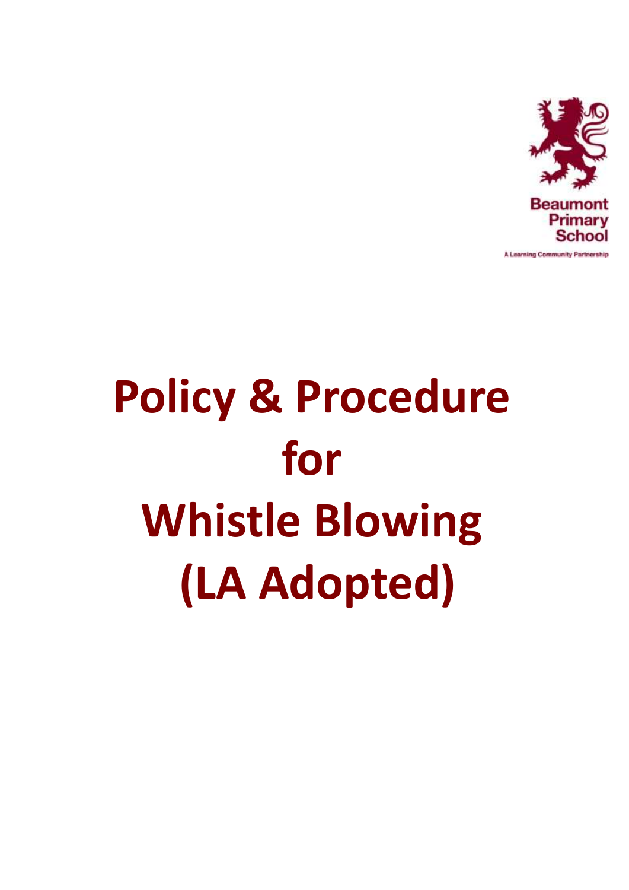Beaumont Primary School

A Learning Community Partnership

# Policy & Procedure for Whistle Blowing (LA Adopted)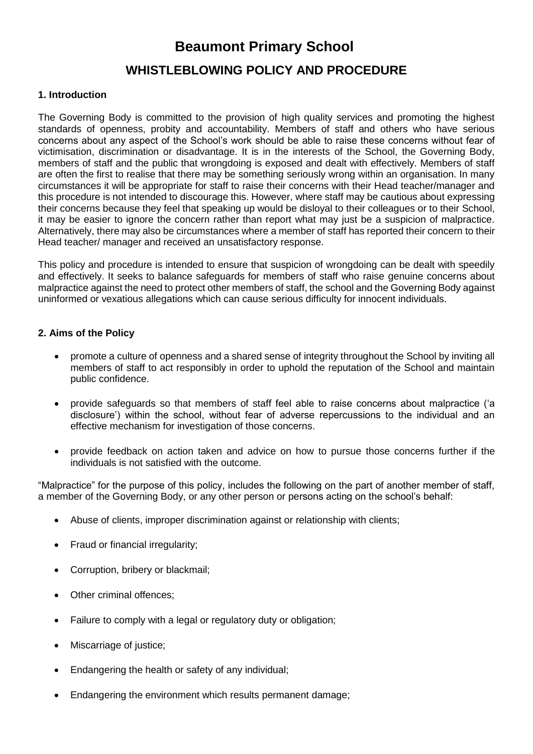# Beaumont Primary School

## WHISTLEBLOWING POLICY AND PROCEDURE

### 1. Introduction

The Governing Body is committed to the provision of high quality services and promoting the highest standards of openness, probity and accountability. Members of staff and others who have serious concerns about any aspect of the School's work should be able to raise these concerns without fear of victimisation, discrimination or disadvantage. It is in the interests of the School, the Governing Body, members of staff and the public that wrongdoing is exposed and dealt with effectively. Members of staff are often the first to realise that there may be something seriously wrong within an organisation. In many circumstances it will be appropriate for staff to raise their concerns with their Head teacher/manager and this procedure is not intended to discourage this. However, where staff may be cautious about expressing their concerns because they feel that speaking up would be disloyal to their colleagues or to their School, it may be easier to ignore the concern rather than report what may just be a suspicion of malpractice. Alternatively, there may also be circumstances where a member of staff has reported their concern to their Head teacher/ manager and received an unsatisfactory response.

This policy and procedure is intended to ensure that suspicion of wrongdoing can be dealt with speedily and effectively. It seeks to balance safeguards for members of staff who raise genuine concerns about malpractice against the need to protect other members of staff, the school and the Governing Body against uninformed or vexatious allegations which can cause serious difficulty for innocent individuals.

### 2. Aims of the Policy

- promote a culture of openness and a shared sense of integrity throughout the School by inviting all members of staff to act responsibly in order to uphold the reputation of the School and maintain public confidence.
- provide safeguards so that members of staff feel able to raise concerns about malpractice ('a disclosure') within the school, without fear of adverse repercussions to the individual and an effective mechanism for investigation of those concerns.
- provide feedback on action taken and advice on how to pursue those concerns further if the individuals is not satisfied with the outcome.

"Malpractice" for the purpose of this policy, includes the following on the part of another member of staff, a member of the Governing Body, or any other person or persons acting on the school's behalf:

- Abuse of clients, improper discrimination against or relationship with clients;
- Fraud or financial irregularity;
- Corruption, bribery or blackmail;
- Other criminal offences;
- Failure to comply with a legal or regulatory duty or obligation;
- Miscarriage of justice;
- Endangering the health or safety of any individual;
- Endangering the environment which results permanent damage;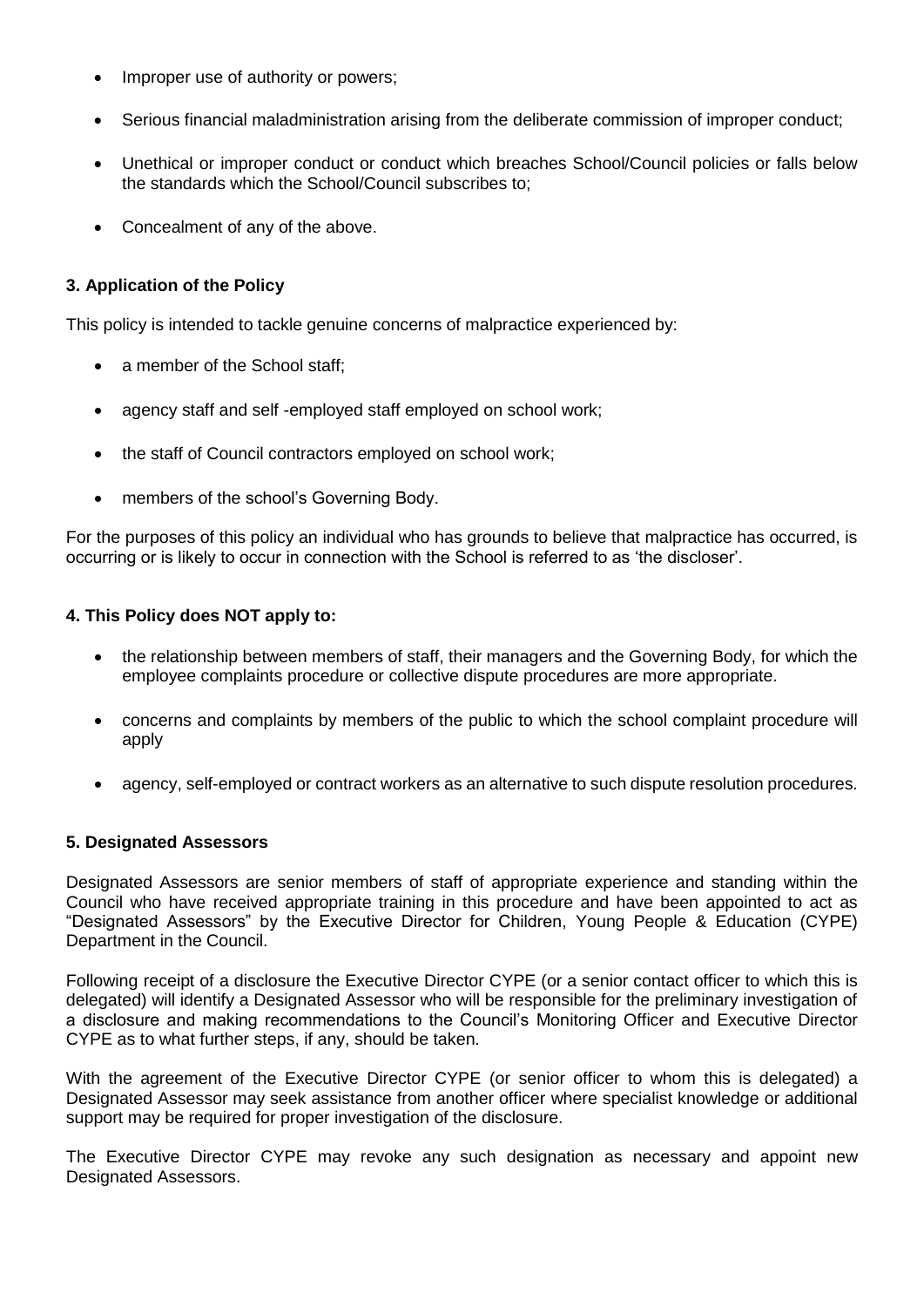- Improper use of authority or powers;
- Serious financial maladministration arising from the deliberate commission of improper conduct;
- Unethical or improper conduct or conduct which breaches School/Council policies or falls below the standards which the School/Council subscribes to;
- Concealment of any of the above.

### 3. Application of the Policy

This policy is intended to tackle genuine concerns of malpractice experienced by:

- a member of the School staff;
- agency staff and self -employed staff employed on school work;
- the staff of Council contractors employed on school work;
- members of the school's Governing Body.

For the purposes of this policy an individual who has grounds to believe that malpractice has occurred, is occurring or is likely to occur in connection with the School is referred to as 'the discloser'.

### 4. This Policy does NOT apply to:

- the relationship between members of staff, their managers and the Governing Body, for which the employee complaints procedure or collective dispute procedures are more appropriate.
- concerns and complaints by members of the public to which the school complaint procedure will apply
- agency, self-employed or contract workers as an alternative to such dispute resolution procedures.

### 5. Designated Assessors

Designated Assessors are senior members of staff of appropriate experience and standing within the Council who have received appropriate training in this procedure and have been appointed to act as "Designated Assessors" by the Executive Director for Children, Young People & Education (CYPE) Department in the Council.

Following receipt of a disclosure the Executive Director CYPE (or a senior contact officer to which this is delegated) will identify a Designated Assessor who will be responsible for the preliminary investigation of a disclosure and making recommendations to the Council's Monitoring Officer and Executive Director CYPE as to what further steps, if any, should be taken.

With the agreement of the Executive Director CYPE (or senior officer to whom this is delegated) a Designated Assessor may seek assistance from another officer where specialist knowledge or additional support may be required for proper investigation of the disclosure.

The Executive Director CYPE may revoke any such designation as necessary and appoint new Designated Assessors.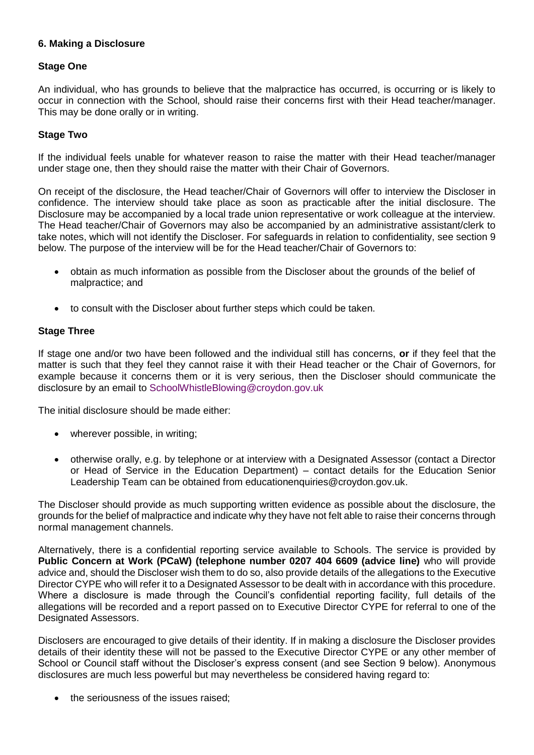### 6. Making a Disclosure

**Stage One**

An individual, who has grounds to believe that the malpractice has occurred, is occurring or is likely to occur in connection with the School, should raise their concerns first with their Head teacher/manager. This may be done orally or in writing.

**Stage Two**

If the individual feels unable for whatever reason to raise the matter with their Head teacher/manager under stage one, then they should raise the matter with their Chair of Governors.

On receipt of the disclosure, the Head teacher/Chair of Governors will offer to interview the Discloser in confidence. The interview should take place as soon as practicable after the initial disclosure. The Disclosure may be accompanied by a local trade union representative or work colleague at the interview. The Head teacher/Chair of Governors may also be accompanied by an administrative assistant/clerk to take notes, which will not identify the Discloser. For safeguards in relation to confidentiality, see section 9 below. The purpose of the interview will be for the Head teacher/Chair of Governors to:

- obtain as much information as possible from the Discloser about the grounds of the belief of malpractice; and
- to consult with the Discloser about further steps which could be taken.

**Stage Three**

If stage one and/or two have been followed and the individual still has concerns, **or** if they feel that the matter is such that they feel they cannot raise it with their Head teacher or the Chair of Governors, for example because it concerns them or it is very serious, then the Discloser should communicate the disclosure by an email to SchoolWhistleBlowing@croydon.gov.uk

The initial disclosure should be made either:

- wherever possible, in writing;
- otherwise orally, e.g. by telephone or at interview with a Designated Assessor (contact a Director or Head of Service in the Education Department) – contact details for the Education Senior Leadership Team can be obtained from educationenquiries@croydon.gov.uk.

The Discloser should provide as much supporting written evidence as possible about the disclosure, the grounds for the belief of malpractice and indicate why they have not felt able to raise their concerns through normal management channels.

Alternatively, there is a confidential reporting service available to Schools. The service is provided by **Public Concern at Work (PCaW) (telephone number 0207 404 6609 (advice line)** who will provide advice and, should the Discloser wish them to do so, also provide details of the allegations to the Executive Director CYPE who will refer it to a Designated Assessor to be dealt with in accordance with this procedure. Where a disclosure is made through the Council's confidential reporting facility, full details of the allegations will be recorded and a report passed on to Executive Director CYPE for referral to one of the Designated Assessors.

Disclosers are encouraged to give details of their identity. If in making a disclosure the Discloser provides details of their identity these will not be passed to the Executive Director CYPE or any other member of School or Council staff without the Discloser's express consent (and see Section 9 below). Anonymous disclosures are much less powerful but may nevertheless be considered having regard to:

- the seriousness of the issues raised;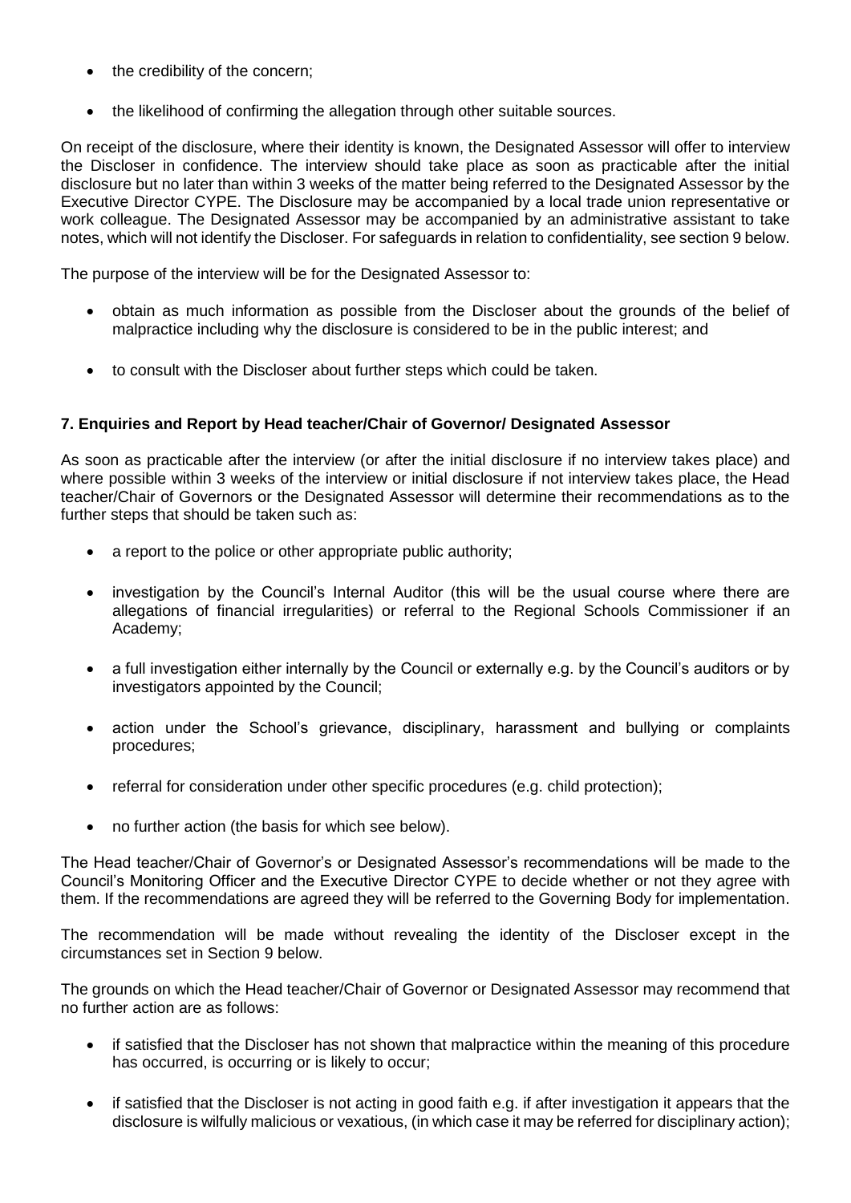- the credibility of the concern;
- the likelihood of confirming the allegation through other suitable sources.

On receipt of the disclosure, where their identity is known, the Designated Assessor will offer to interview the Discloser in confidence. The interview should take place as soon as practicable after the initial disclosure but no later than within 3 weeks of the matter being referred to the Designated Assessor by the Executive Director CYPE. The Disclosure may be accompanied by a local trade union representative or work colleague. The Designated Assessor may be accompanied by an administrative assistant to take notes, which will not identify the Discloser. For safeguards in relation to confidentiality, see section 9 below.

The purpose of the interview will be for the Designated Assessor to:

- obtain as much information as possible from the Discloser about the grounds of the belief of malpractice including why the disclosure is considered to be in the public interest; and
- to consult with the Discloser about further steps which could be taken.

### 7. Enquiries and Report by Head teacher/Chair of Governor/ Designated Assessor

As soon as practicable after the interview (or after the initial disclosure if no interview takes place) and where possible within 3 weeks of the interview or initial disclosure if not interview takes place, the Head teacher/Chair of Governors or the Designated Assessor will determine their recommendations as to the further steps that should be taken such as:

- a report to the police or other appropriate public authority;
- investigation by the Council's Internal Auditor (this will be the usual course where there are allegations of financial irregularities) or referral to the Regional Schools Commissioner if an Academy;
- a full investigation either internally by the Council or externally e.g. by the Council's auditors or by investigators appointed by the Council;
- action under the School's grievance, disciplinary, harassment and bullying or complaints procedures;
- referral for consideration under other specific procedures (e.g. child protection);
- no further action (the basis for which see below).

The Head teacher/Chair of Governor's or Designated Assessor's recommendations will be made to the Council's Monitoring Officer and the Executive Director CYPE to decide whether or not they agree with them. If the recommendations are agreed they will be referred to the Governing Body for implementation.

The recommendation will be made without revealing the identity of the Discloser except in the circumstances set in Section 9 below.

The grounds on which the Head teacher/Chair of Governor or Designated Assessor may recommend that no further action are as follows:

- if satisfied that the Discloser has not shown that malpractice within the meaning of this procedure has occurred, is occurring or is likely to occur;
- if satisfied that the Discloser is not acting in good faith e.g. if after investigation it appears that the disclosure is wilfully malicious or vexatious, (in which case it may be referred for disciplinary action);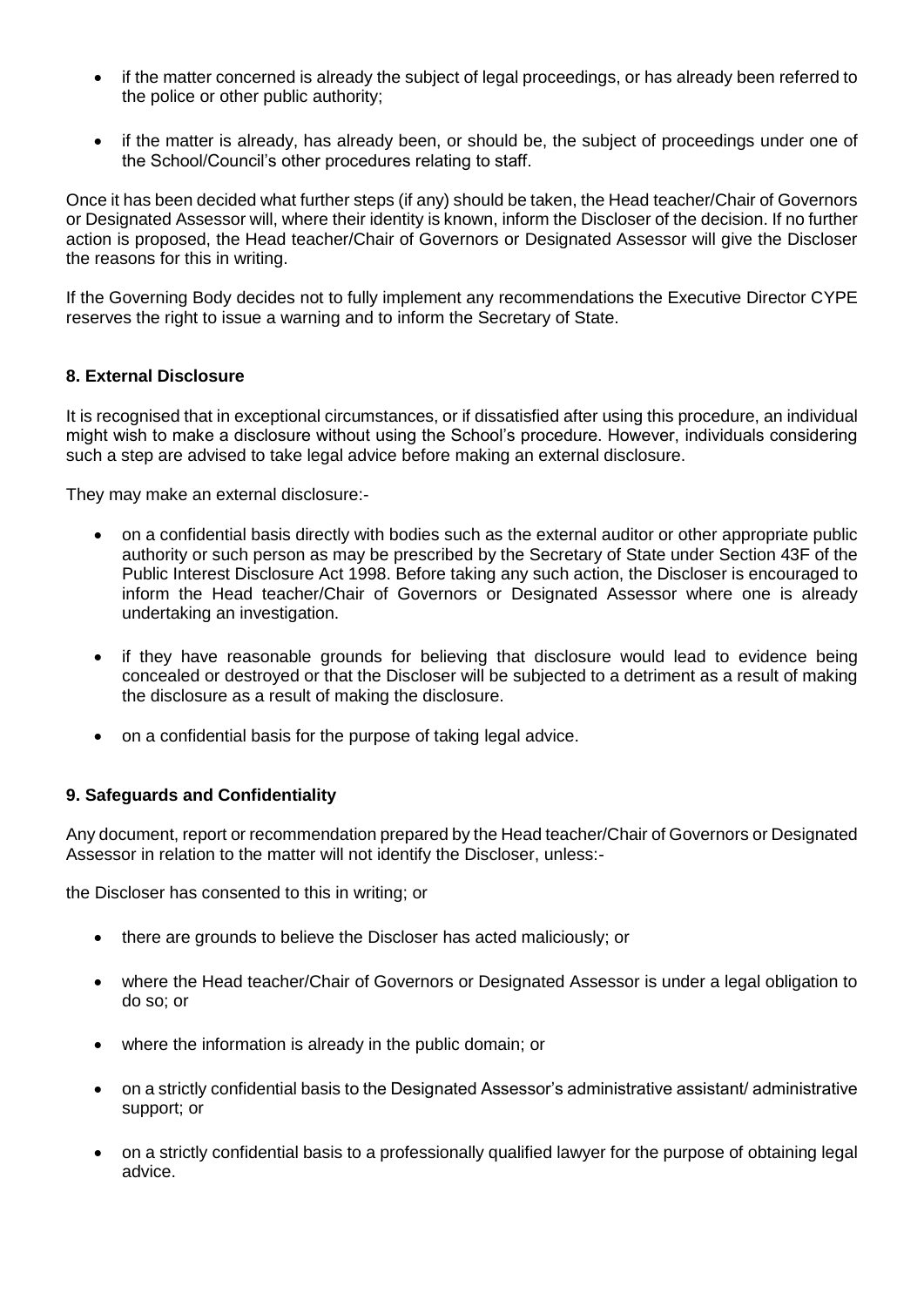- if the matter concerned is already the subject of legal proceedings, or has already been referred to the police or other public authority;
- if the matter is already, has already been, or should be, the subject of proceedings under one of the School/Council's other procedures relating to staff.

Once it has been decided what further steps (if any) should be taken, the Head teacher/Chair of Governors or Designated Assessor will, where their identity is known, inform the Discloser of the decision. If no further action is proposed, the Head teacher/Chair of Governors or Designated Assessor will give the Discloser the reasons for this in writing.

If the Governing Body decides not to fully implement any recommendations the Executive Director CYPE reserves the right to issue a warning and to inform the Secretary of State.

### 8. External Disclosure

It is recognised that in exceptional circumstances, or if dissatisfied after using this procedure, an individual might wish to make a disclosure without using the School's procedure. However, individuals considering such a step are advised to take legal advice before making an external disclosure.

They may make an external disclosure:-

- on a confidential basis directly with bodies such as the external auditor or other appropriate public authority or such person as may be prescribed by the Secretary of State under Section 43F of the Public Interest Disclosure Act 1998. Before taking any such action, the Discloser is encouraged to inform the Head teacher/Chair of Governors or Designated Assessor where one is already undertaking an investigation.
- if they have reasonable grounds for believing that disclosure would lead to evidence being concealed or destroyed or that the Discloser will be subjected to a detriment as a result of making the disclosure as a result of making the disclosure.
- on a confidential basis for the purpose of taking legal advice.

### 9. Safeguards and Confidentiality

Any document, report or recommendation prepared by the Head teacher/Chair of Governors or Designated Assessor in relation to the matter will not identify the Discloser, unless:-

the Discloser has consented to this in writing; or

- there are grounds to believe the Discloser has acted maliciously; or
- where the Head teacher/Chair of Governors or Designated Assessor is under a legal obligation to do so; or
- where the information is already in the public domain; or
- on a strictly confidential basis to the Designated Assessor's administrative assistant/ administrative support; or
- on a strictly confidential basis to a professionally qualified lawyer for the purpose of obtaining legal advice.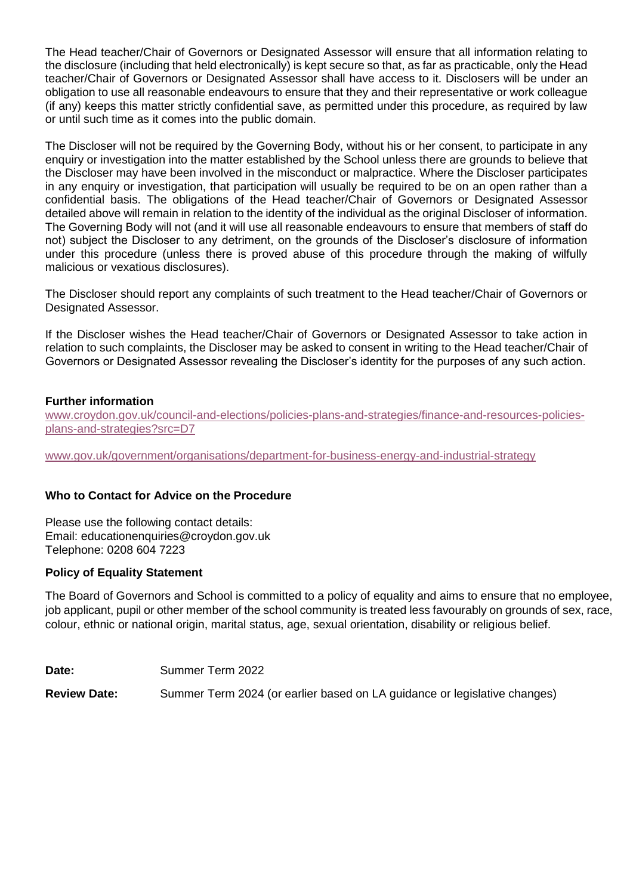The Head teacher/Chair of Governors or Designated Assessor will ensure that all information relating to the disclosure (including that held electronically) is kept secure so that, as far as practicable, only the Head teacher/Chair of Governors or Designated Assessor shall have access to it. Disclosers will be under an obligation to use all reasonable endeavours to ensure that they and their representative or work colleague (if any) keeps this matter strictly confidential save, as permitted under this procedure, as required by law or until such time as it comes into the public domain.

The Discloser will not be required by the Governing Body, without his or her consent, to participate in any enquiry or investigation into the matter established by the School unless there are grounds to believe that the Discloser may have been involved in the misconduct or malpractice. Where the Discloser participates in any enquiry or investigation, that participation will usually be required to be on an open rather than a confidential basis. The obligations of the Head teacher/Chair of Governors or Designated Assessor detailed above will remain in relation to the identity of the individual as the original Discloser of information. The Governing Body will not (and it will use all reasonable endeavours to ensure that members of staff do not) subject the Discloser to any detriment, on the grounds of the Discloser's disclosure of information under this procedure (unless there is proved abuse of this procedure through the making of wilfully malicious or vexatious disclosures).

The Discloser should report any complaints of such treatment to the Head teacher/Chair of Governors or Designated Assessor.

If the Discloser wishes the Head teacher/Chair of Governors or Designated Assessor to take action in relation to such complaints, the Discloser may be asked to consent in writing to the Head teacher/Chair of Governors or Designated Assessor revealing the Discloser's identity for the purposes of any such action.

**Further information**

www.croydon.gov.uk/council-and-elections/policies-plans-and-strategies/finance-and-resources-policies-plans-and-strategies?src=D7

www.gov.uk/government/organisations/department-for-business-energy-and-industrial-strategy

**Who to Contact for Advice on the Procedure**

Please use the following contact details:
Email: educationenquiries@croydon.gov.uk
Telephone: 0208 604 7223

**Policy of Equality Statement**

The Board of Governors and School is committed to a policy of equality and aims to ensure that no employee, job applicant, pupil or other member of the school community is treated less favourably on grounds of sex, race, colour, ethnic or national origin, marital status, age, sexual orientation, disability or religious belief.

**Date:** Summer Term 2022

**Review Date:** Summer Term 2024 (or earlier based on LA guidance or legislative changes)